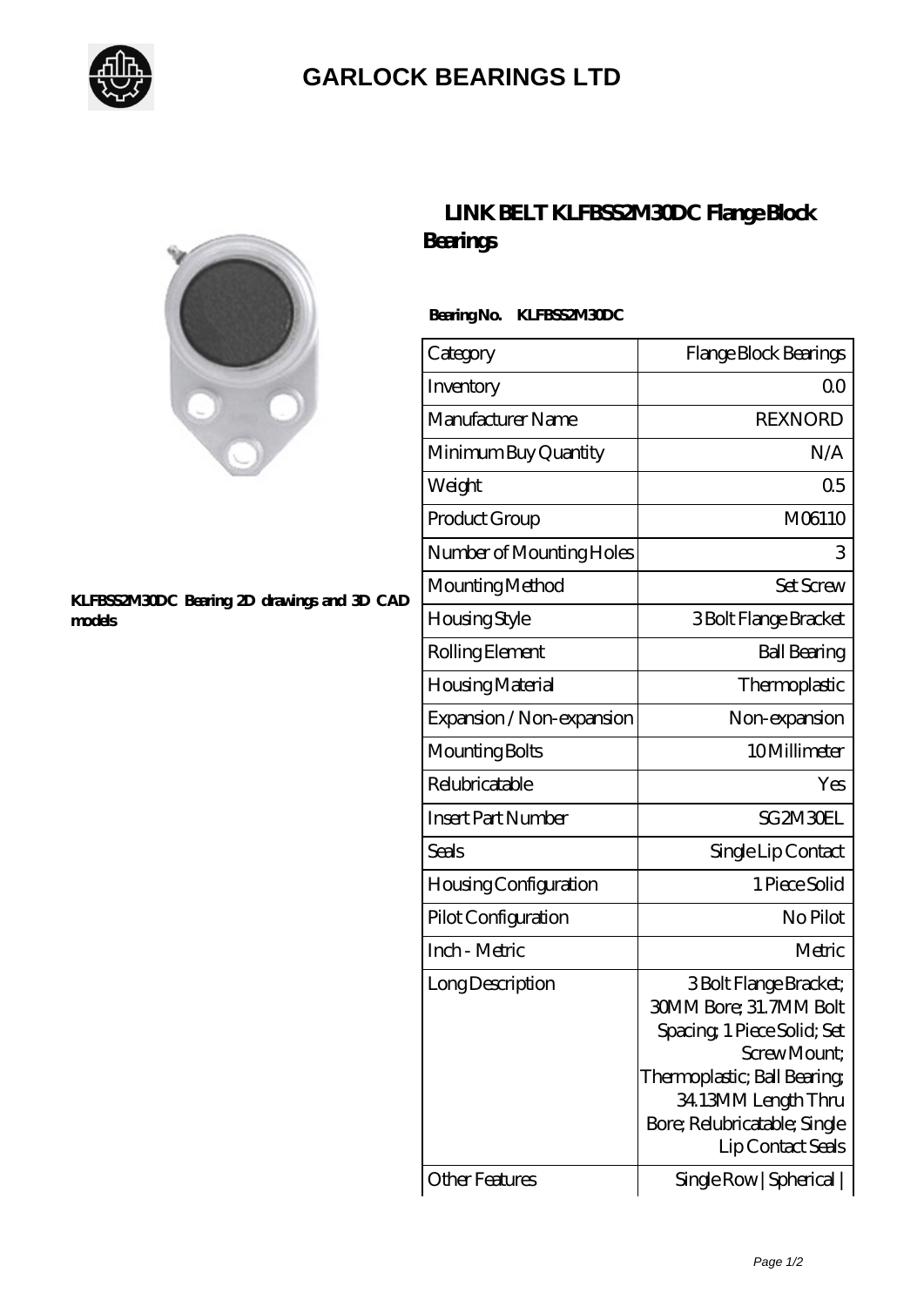# GARLOCK BEARINGS LTD

## LINK BELT KLFBSS2M30DC Flange Block Bearings

**KLFBSS2M30DC Bearing 2D drawings and 3D CAD models**

**Bearing No. KLFBSS2M30DC**

| Category | Flange Block Bearings |
|---|---|
| Inventory | 0.0 |
| Manufacturer Name | REXNORD |
| Minimum Buy Quantity | N/A |
| Weight | 0.5 |
| Product Group | M06110 |
| Number of Mounting Holes | 3 |
| Mounting Method | Set Screw |
| Housing Style | 3 Bolt Flange Bracket |
| Rolling Element | Ball Bearing |
| Housing Material | Thermoplastic |
| Expansion / Non-expansion | Non-expansion |
| Mounting Bolts | 10 Millimeter |
| Relubricatable | Yes |
| Insert Part Number | SG2M30EL |
| Seals | Single Lip Contact |
| Housing Configuration | 1 Piece Solid |
| Pilot Configuration | No Pilot |
| Inch - Metric | Metric |
| Long Description | 3 Bolt Flange Bracket; 30MM Bore; 31.7MM Bolt Spacing; 1 Piece Solid; Set Screw Mount; Thermoplastic; Ball Bearing; 34.13MM Length Thru Bore; Relubricatable; Single Lip Contact Seals |
| Other Features | Single Row \| Spherical \| |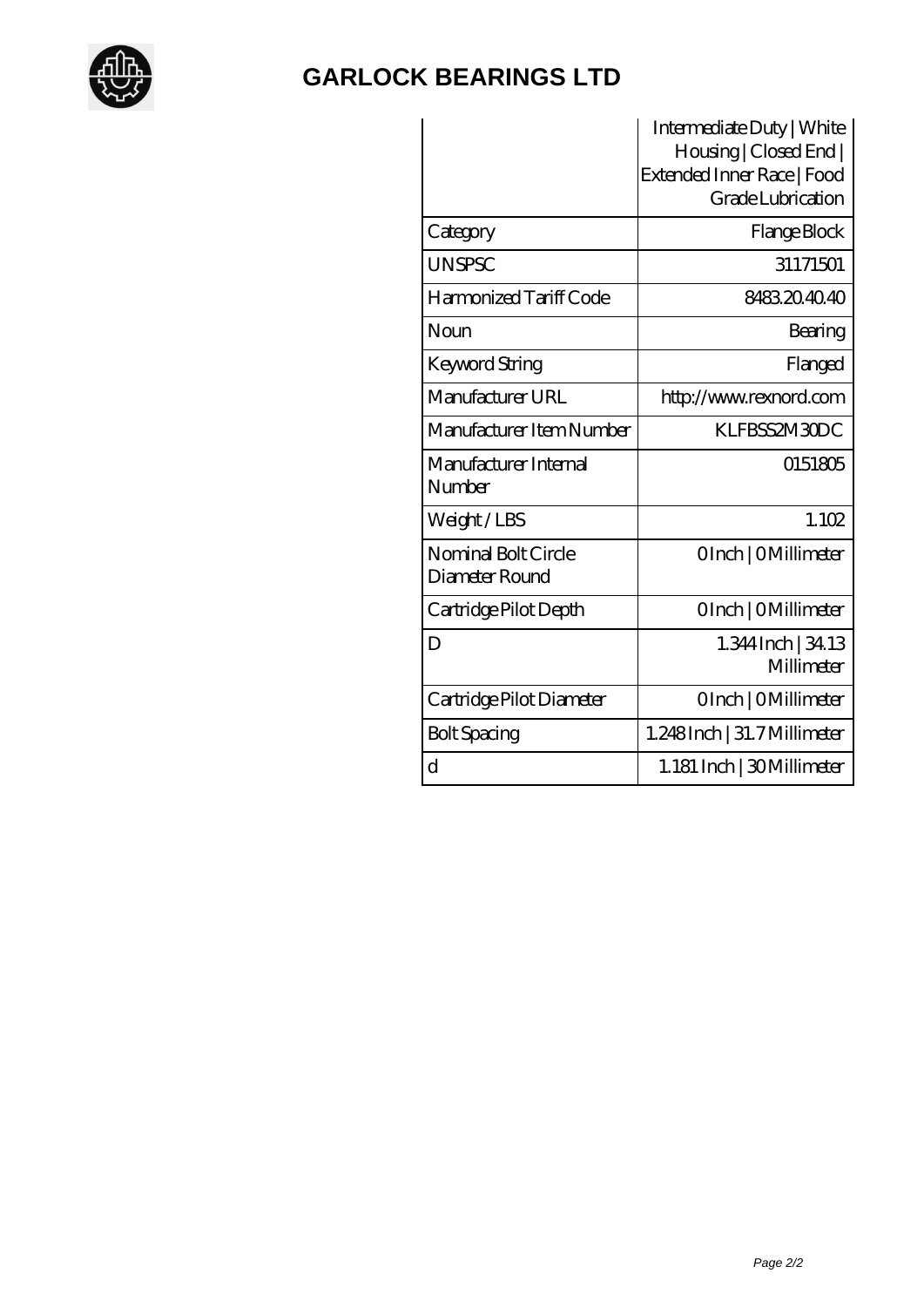# GARLOCK BEARINGS LTD

| | |
|---|---|
| | Intermediate Duty \| White Housing \| Closed End \| Extended Inner Race \| Food Grade Lubrication |
| Category | Flange Block |
| UNSPSC | 31171501 |
| Harmonized Tariff Code | 8483.20.40.40 |
| Noun | Bearing |
| Keyword String | Flanged |
| Manufacturer URL | http://www.rexnord.com |
| Manufacturer Item Number | KLFBSS2M30DC |
| Manufacturer Internal Number | 0151805 |
| Weight / LBS | 1.102 |
| Nominal Bolt Circle Diameter Round | 0 Inch \| 0 Millimeter |
| Cartridge Pilot Depth | 0 Inch \| 0 Millimeter |
| D | 1.344 Inch \| 34.13 Millimeter |
| Cartridge Pilot Diameter | 0 Inch \| 0 Millimeter |
| Bolt Spacing | 1.248 Inch \| 31.7 Millimeter |
| d | 1.181 Inch \| 30 Millimeter |